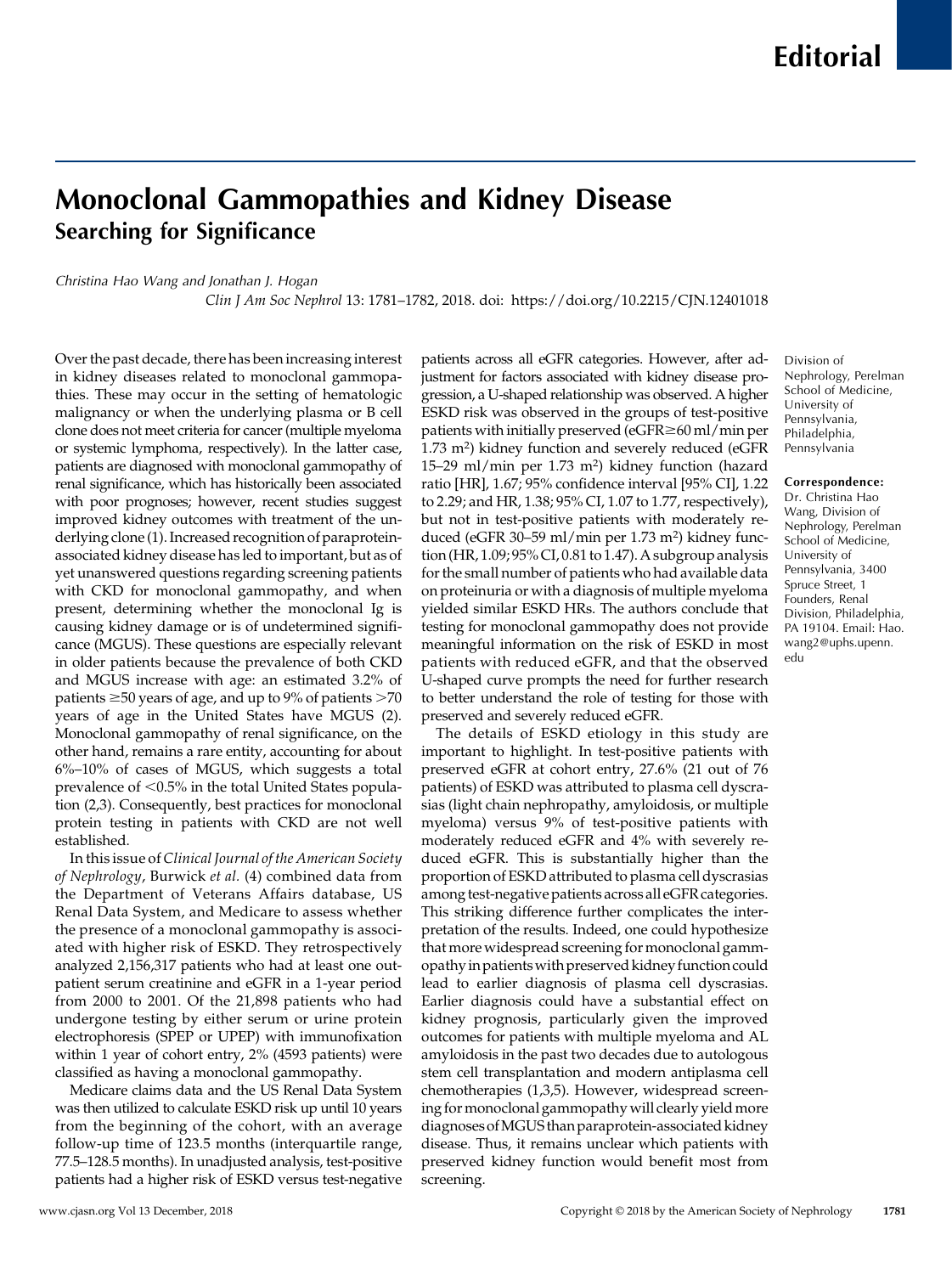Editorial

# Monoclonal Gammopathies and Kidney Disease

## Searching for Significance

*Christina Hao Wang and Jonathan J. Hogan*

*Clin J Am Soc Nephrol* 13: 1781–1782, 2018. doi: https://doi.org/10.2215/CJN.12401018

Division of Nephrology, Perelman School of Medicine, University of Pennsylvania, Philadelphia, Pennsylvania

**Correspondence:** Dr. Christina Hao Wang, Division of Nephrology, Perelman School of Medicine, University of Pennsylvania, 3400 Spruce Street, 1 Founders, Renal Division, Philadelphia, PA 19104. Email: Hao.wang2@uphs.upenn.edu

Over the past decade, there has been increasing interest in kidney diseases related to monoclonal gammopathies. These may occur in the setting of hematologic malignancy or when the underlying plasma or B cell clone does not meet criteria for cancer (multiple myeloma or systemic lymphoma, respectively). In the latter case, patients are diagnosed with monoclonal gammopathy of renal significance, which has historically been associated with poor prognoses; however, recent studies suggest improved kidney outcomes with treatment of the underlying clone (1). Increased recognition of paraprotein-associated kidney disease has led to important, but as of yet unanswered questions regarding screening patients with CKD for monoclonal gammopathy, and when present, determining whether the monoclonal Ig is causing kidney damage or is of undetermined significance (MGUS). These questions are especially relevant in older patients because the prevalence of both CKD and MGUS increase with age: an estimated 3.2% of patients ≥50 years of age, and up to 9% of patients >70 years of age in the United States have MGUS (2). Monoclonal gammopathy of renal significance, on the other hand, remains a rare entity, accounting for about 6%–10% of cases of MGUS, which suggests a total prevalence of <0.5% in the total United States population (2,3). Consequently, best practices for monoclonal protein testing in patients with CKD are not well established.

In this issue of *Clinical Journal of the American Society of Nephrology*, Burwick *et al.* (4) combined data from the Department of Veterans Affairs database, US Renal Data System, and Medicare to assess whether the presence of a monoclonal gammopathy is associated with higher risk of ESKD. They retrospectively analyzed 2,156,317 patients who had at least one outpatient serum creatinine and eGFR in a 1-year period from 2000 to 2001. Of the 21,898 patients who had undergone testing by either serum or urine protein electrophoresis (SPEP or UPEP) with immunofixation within 1 year of cohort entry, 2% (4593 patients) were classified as having a monoclonal gammopathy.

Medicare claims data and the US Renal Data System was then utilized to calculate ESKD risk up until 10 years from the beginning of the cohort, with an average follow-up time of 123.5 months (interquartile range, 77.5–128.5 months). In unadjusted analysis, test-positive patients had a higher risk of ESKD versus test-negative patients across all eGFR categories. However, after adjustment for factors associated with kidney disease progression, a U-shaped relationship was observed. A higher ESKD risk was observed in the groups of test-positive patients with initially preserved (eGFR≥60 ml/min per 1.73 m$^2$) kidney function and severely reduced (eGFR 15–29 ml/min per 1.73 m$^2$) kidney function (hazard ratio [HR], 1.67; 95% confidence interval [95% CI], 1.22 to 2.29; and HR, 1.38; 95% CI, 1.07 to 1.77, respectively), but not in test-positive patients with moderately reduced (eGFR 30–59 ml/min per 1.73 m$^2$) kidney function (HR, 1.09; 95% CI, 0.81 to 1.47). A subgroup analysis for the small number of patients who had available data on proteinuria or with a diagnosis of multiple myeloma yielded similar ESKD HRs. The authors conclude that testing for monoclonal gammopathy does not provide meaningful information on the risk of ESKD in most patients with reduced eGFR, and that the observed U-shaped curve prompts the need for further research to better understand the role of testing for those with preserved and severely reduced eGFR.

The details of ESKD etiology in this study are important to highlight. In test-positive patients with preserved eGFR at cohort entry, 27.6% (21 out of 76 patients) of ESKD was attributed to plasma cell dyscrasias (light chain nephropathy, amyloidosis, or multiple myeloma) versus 9% of test-positive patients with moderately reduced eGFR and 4% with severely reduced eGFR. This is substantially higher than the proportion of ESKD attributed to plasma cell dyscrasias among test-negative patients across all eGFR categories. This striking difference further complicates the interpretation of the results. Indeed, one could hypothesize that more widespread screening for monoclonal gammopathy in patients with preserved kidney function could lead to earlier diagnosis of plasma cell dyscrasias. Earlier diagnosis could have a substantial effect on kidney prognosis, particularly given the improved outcomes for patients with multiple myeloma and AL amyloidosis in the past two decades due to autologous stem cell transplantation and modern antiplasma cell chemotherapies (1,3,5). However, widespread screening for monoclonal gammopathy will clearly yield more diagnoses of MGUS than paraprotein-associated kidney disease. Thus, it remains unclear which patients with preserved kidney function would benefit most from screening.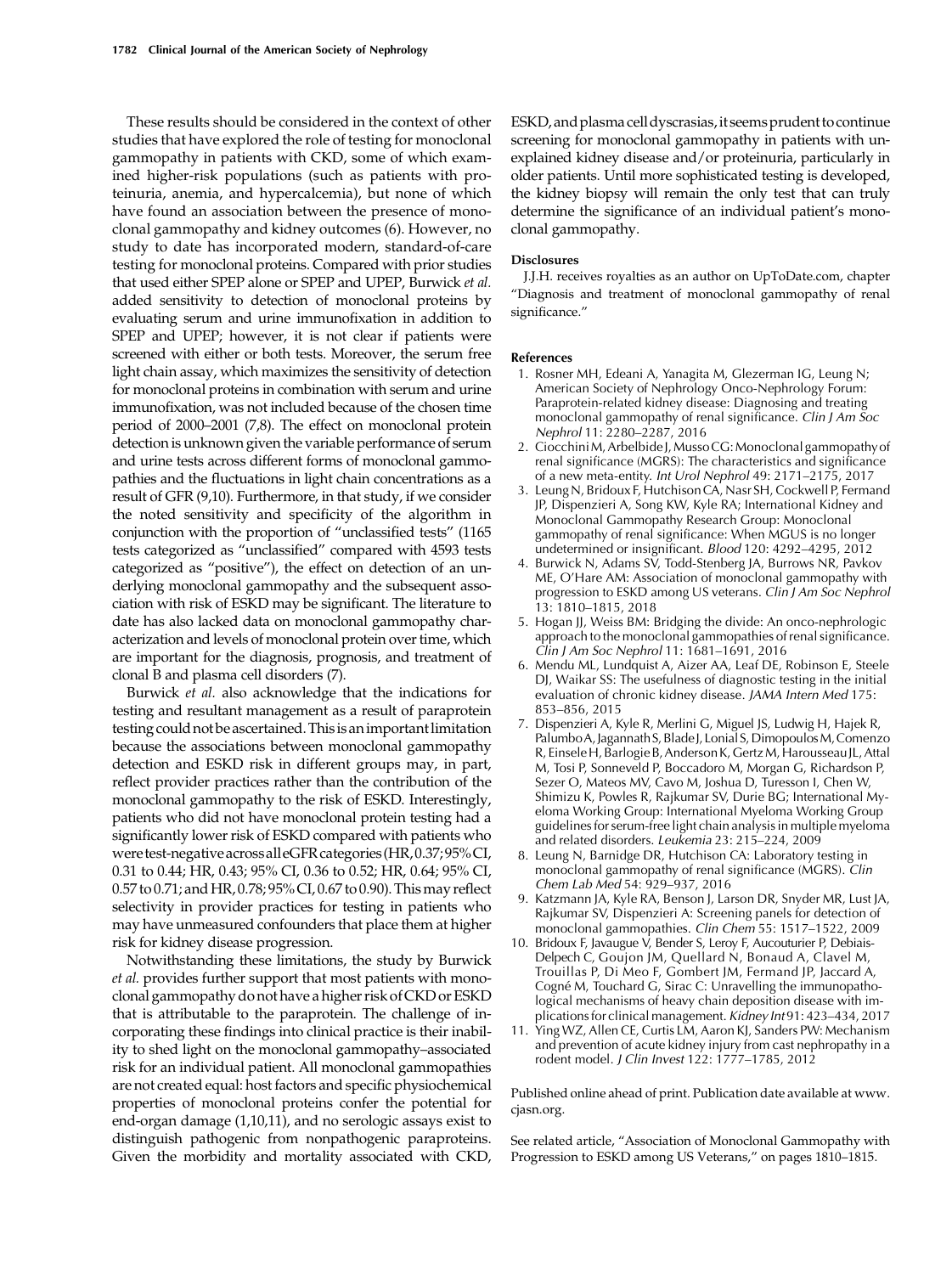These results should be considered in the context of other studies that have explored the role of testing for monoclonal gammopathy in patients with CKD, some of which examined higher-risk populations (such as patients with proteinuria, anemia, and hypercalcemia), but none of which have found an association between the presence of monoclonal gammopathy and kidney outcomes (6). However, no study to date has incorporated modern, standard-of-care testing for monoclonal proteins. Compared with prior studies that used either SPEP alone or SPEP and UPEP, Burwick *et al.* added sensitivity to detection of monoclonal proteins by evaluating serum and urine immunofixation in addition to SPEP and UPEP; however, it is not clear if patients were screened with either or both tests. Moreover, the serum free light chain assay, which maximizes the sensitivity of detection for monoclonal proteins in combination with serum and urine immunofixation, was not included because of the chosen time period of 2000–2001 (7,8). The effect on monoclonal protein detection is unknown given the variable performance of serum and urine tests across different forms of monoclonal gammopathies and the fluctuations in light chain concentrations as a result of GFR (9,10). Furthermore, in that study, if we consider the noted sensitivity and specificity of the algorithm in conjunction with the proportion of "unclassified tests" (1165 tests categorized as "unclassified" compared with 4593 tests categorized as "positive"), the effect on detection of an underlying monoclonal gammopathy and the subsequent association with risk of ESKD may be significant. The literature to date has also lacked data on monoclonal gammopathy characterization and levels of monoclonal protein over time, which are important for the diagnosis, prognosis, and treatment of clonal B and plasma cell disorders (7).

Burwick *et al.* also acknowledge that the indications for testing and resultant management as a result of paraprotein testing could not be ascertained. This is an important limitation because the associations between monoclonal gammopathy detection and ESKD risk in different groups may, in part, reflect provider practices rather than the contribution of the monoclonal gammopathy to the risk of ESKD. Interestingly, patients who did not have monoclonal protein testing had a significantly lower risk of ESKD compared with patients who were test-negative across all eGFR categories (HR, 0.37; 95% CI, 0.31 to 0.44; HR, 0.43; 95% CI, 0.36 to 0.52; HR, 0.64; 95% CI, 0.57 to 0.71; and HR, 0.78; 95% CI, 0.67 to 0.90). This may reflect selectivity in provider practices for testing in patients who may have unmeasured confounders that place them at higher risk for kidney disease progression.

Notwithstanding these limitations, the study by Burwick *et al.* provides further support that most patients with monoclonal gammopathy do not have a higher risk of CKD or ESKD that is attributable to the paraprotein. The challenge of incorporating these findings into clinical practice is their inability to shed light on the monoclonal gammopathy–associated risk for an individual patient. All monoclonal gammopathies are not created equal: host factors and specific physiochemical properties of monoclonal proteins confer the potential for end-organ damage (1,10,11), and no serologic assays exist to distinguish pathogenic from nonpathogenic paraproteins. Given the morbidity and mortality associated with CKD, ESKD, and plasma cell dyscrasias, it seems prudent to continue screening for monoclonal gammopathy in patients with unexplained kidney disease and/or proteinuria, particularly in older patients. Until more sophisticated testing is developed, the kidney biopsy will remain the only test that can truly determine the significance of an individual patient's monoclonal gammopathy.

### Disclosures

J.J.H. receives royalties as an author on UpToDate.com, chapter "Diagnosis and treatment of monoclonal gammopathy of renal significance."

### References

1. Rosner MH, Edeani A, Yanagita M, Glezerman IG, Leung N; American Society of Nephrology Onco-Nephrology Forum: Paraprotein-related kidney disease: Diagnosing and treating monoclonal gammopathy of renal significance. *Clin J Am Soc Nephrol* 11: 2280–2287, 2016
2. Ciocchini M, Arbelbide J, Musso CG: Monoclonal gammopathy of renal significance (MGRS): The characteristics and significance of a new meta-entity. *Int Urol Nephrol* 49: 2171–2175, 2017
3. Leung N, Bridoux F, Hutchison CA, Nasr SH, Cockwell P, Fermand JP, Dispenzieri A, Song KW, Kyle RA; International Kidney and Monoclonal Gammopathy Research Group: Monoclonal gammopathy of renal significance: When MGUS is no longer undetermined or insignificant. *Blood* 120: 4292–4295, 2012
4. Burwick N, Adams SV, Todd-Stenberg JA, Burrows NR, Pavkov ME, O'Hare AM: Association of monoclonal gammopathy with progression to ESKD among US veterans. *Clin J Am Soc Nephrol* 13: 1810–1815, 2018
5. Hogan JJ, Weiss BM: Bridging the divide: An onco-nephrologic approach to the monoclonal gammopathies of renal significance. *Clin J Am Soc Nephrol* 11: 1681–1691, 2016
6. Mendu ML, Lundquist A, Aizer AA, Leaf DE, Robinson E, Steele DJ, Waikar SS: The usefulness of diagnostic testing in the initial evaluation of chronic kidney disease. *JAMA Intern Med* 175: 853–856, 2015
7. Dispenzieri A, Kyle R, Merlini G, Miguel JS, Ludwig H, Hajek R, Palumbo A, Jagannath S, Blade J, Lonial S, Dimopoulos M, Comenzo R, Einsele H, Barlogie B, Anderson K, Gertz M, Harousseau JL, Attal M, Tosi P, Sonneveld P, Boccadoro M, Morgan G, Richardson P, Sezer O, Mateos MV, Cavo M, Joshua D, Turesson I, Chen W, Shimizu K, Powles R, Rajkumar SV, Durie BG; International Myeloma Working Group: International Myeloma Working Group guidelines for serum-free light chain analysis in multiple myeloma and related disorders. *Leukemia* 23: 215–224, 2009
8. Leung N, Barnidge DR, Hutchison CA: Laboratory testing in monoclonal gammopathy of renal significance (MGRS). *Clin Chem Lab Med* 54: 929–937, 2016
9. Katzmann JA, Kyle RA, Benson J, Larson DR, Snyder MR, Lust JA, Rajkumar SV, Dispenzieri A: Screening panels for detection of monoclonal gammopathies. *Clin Chem* 55: 1517–1522, 2009
10. Bridoux F, Javaugue V, Bender S, Leroy F, Aucouturier P, Debiais-Delpech C, Goujon JM, Quellard N, Bonaud A, Clavel M, Trouillas P, Di Meo F, Gombert JM, Fermand JP, Jaccard A, Cogné M, Touchard G, Sirac C: Unravelling the immunopathological mechanisms of heavy chain deposition disease with implications for clinical management. *Kidney Int* 91: 423–434, 2017
11. Ying WZ, Allen CE, Curtis LM, Aaron KJ, Sanders PW: Mechanism and prevention of acute kidney injury from cast nephropathy in a rodent model. *J Clin Invest* 122: 1777–1785, 2012

Published online ahead of print. Publication date available at www.cjasn.org.

See related article, "Association of Monoclonal Gammopathy with Progression to ESKD among US Veterans," on pages 1810–1815.